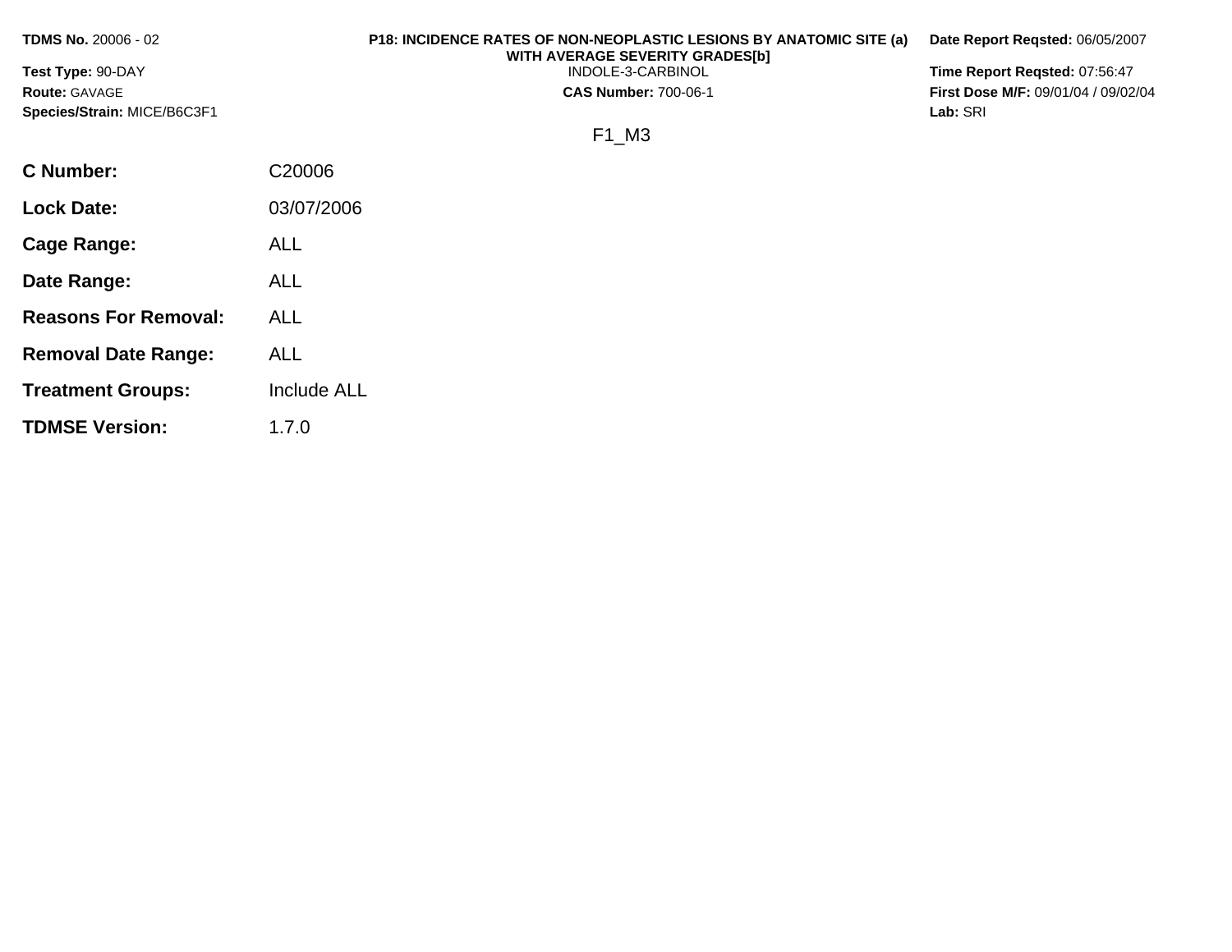**TDMS No.** 20006 - 02
**Test Type:** 90-DAY
**Route:** GAVAGE
**Species/Strain:** MICE/B6C3F1

**P18: INCIDENCE RATES OF NON-NEOPLASTIC LESIONS BY ANATOMIC SITE (a) WITH AVERAGE SEVERITY GRADES[b]**
INDOLE-3-CARBINOL
**CAS Number:** 700-06-1

**Date Report Reqsted:** 06/05/2007
**Time Report Reqsted:** 07:56:47
**First Dose M/F:** 09/01/04 / 09/02/04
**Lab:** SRI

F1_M3

| | |
|---|---|
| **C Number:** | C20006 |
| **Lock Date:** | 03/07/2006 |
| **Cage Range:** | ALL |
| **Date Range:** | ALL |
| **Reasons For Removal:** | ALL |
| **Removal Date Range:** | ALL |
| **Treatment Groups:** | Include ALL |
| **TDMSE Version:** | 1.7.0 |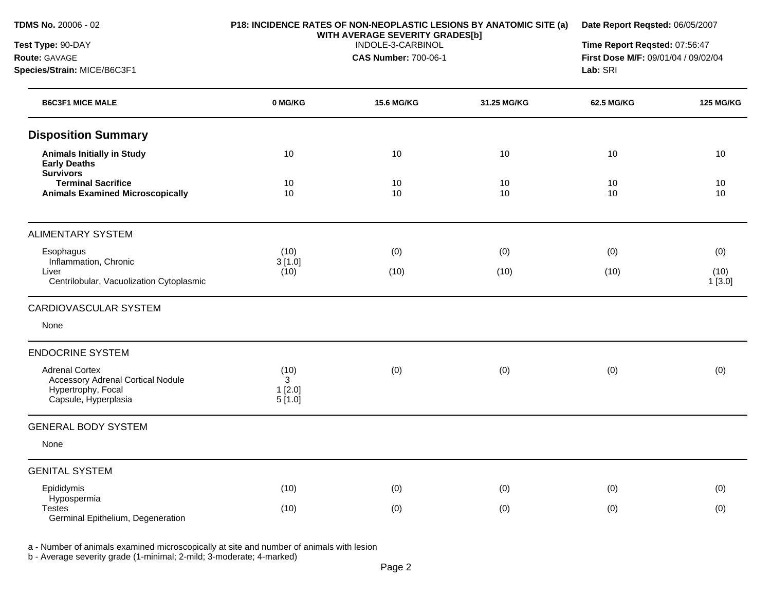**TDMS No.** 20006 - 02
**Test Type:** 90-DAY
**Route:** GAVAGE
**Species/Strain:** MICE/B6C3F1

**P18: INCIDENCE RATES OF NON-NEOPLASTIC LESIONS BY ANATOMIC SITE (a) WITH AVERAGE SEVERITY GRADES[b]**
INDOLE-3-CARBINOL
**CAS Number:** 700-06-1

**Date Report Reqsted:** 06/05/2007
**Time Report Reqsted:** 07:56:47
**First Dose M/F:** 09/01/04 / 09/02/04
**Lab:** SRI

| B6C3F1 MICE MALE | 0 MG/KG | 15.6 MG/KG | 31.25 MG/KG | 62.5 MG/KG | 125 MG/KG |
|---|---|---|---|---|---|
| **Disposition Summary** | | | | | |
| **Animals Initially in Study** | 10 | 10 | 10 | 10 | 10 |
| **Early Deaths** | | | | | |
| **Survivors** | | | | | |
| **Terminal Sacrifice** | 10 | 10 | 10 | 10 | 10 |
| **Animals Examined Microscopically** | 10 | 10 | 10 | 10 | 10 |
| ALIMENTARY SYSTEM | | | | | |
| Esophagus | (10) | (0) | (0) | (0) | (0) |
| Inflammation, Chronic | 3 [1.0] | | | | |
| Liver | (10) | (10) | (10) | (10) | (10) |
| Centrilobular, Vacuolization Cytoplasmic | | | | | 1 [3.0] |
| CARDIOVASCULAR SYSTEM | | | | | |
| None | | | | | |
| ENDOCRINE SYSTEM | | | | | |
| Adrenal Cortex | (10) | (0) | (0) | (0) | (0) |
| Accessory Adrenal Cortical Nodule | 3 | | | | |
| Hypertrophy, Focal | 1 [2.0] | | | | |
| Capsule, Hyperplasia | 5 [1.0] | | | | |
| GENERAL BODY SYSTEM | | | | | |
| None | | | | | |
| GENITAL SYSTEM | | | | | |
| Epididymis | (10) | (0) | (0) | (0) | (0) |
| Hypospermia | | | | | |
| Testes | (10) | (0) | (0) | (0) | (0) |
| Germinal Epithelium, Degeneration | | | | | |

a - Number of animals examined microscopically at site and number of animals with lesion
b - Average severity grade (1-minimal; 2-mild; 3-moderate; 4-marked)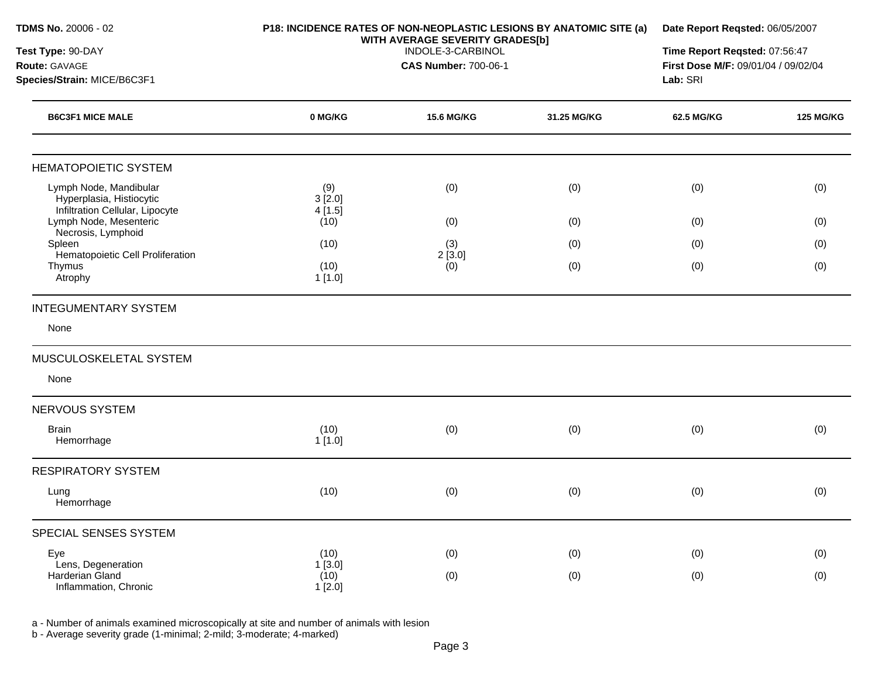**TDMS No.** 20006 - 02

**Test Type:** 90-DAY

**Route:** GAVAGE

**Species/Strain:** MICE/B6C3F1

**P18: INCIDENCE RATES OF NON-NEOPLASTIC LESIONS BY ANATOMIC SITE (a) WITH AVERAGE SEVERITY GRADES[b]**

INDOLE-3-CARBINOL

**CAS Number:** 700-06-1

**Date Report Reqsted:** 06/05/2007

**Time Report Reqsted:** 07:56:47

**First Dose M/F:** 09/01/04 / 09/02/04

**Lab:** SRI

| B6C3F1 MICE MALE | 0 MG/KG | 15.6 MG/KG | 31.25 MG/KG | 62.5 MG/KG | 125 MG/KG |
|---|---|---|---|---|---|
| **HEMATOPOIETIC SYSTEM** | | | | | |
| Lymph Node, Mandibular | (9) | (0) | (0) | (0) | (0) |
| Hyperplasia, Histiocytic | 3 [2.0] | | | | |
| Infiltration Cellular, Lipocyte | 4 [1.5] | | | | |
| Lymph Node, Mesenteric | (10) | (0) | (0) | (0) | (0) |
| Necrosis, Lymphoid | | | | | |
| Spleen | (10) | (3) | (0) | (0) | (0) |
| Hematopoietic Cell Proliferation | | 2 [3.0] | | | |
| Thymus | (10) | (0) | (0) | (0) | (0) |
| Atrophy | 1 [1.0] | | | | |
| **INTEGUMENTARY SYSTEM** | | | | | |
| None | | | | | |
| **MUSCULOSKELETAL SYSTEM** | | | | | |
| None | | | | | |
| **NERVOUS SYSTEM** | | | | | |
| Brain | (10) | (0) | (0) | (0) | (0) |
| Hemorrhage | 1 [1.0] | | | | |
| **RESPIRATORY SYSTEM** | | | | | |
| Lung | (10) | (0) | (0) | (0) | (0) |
| Hemorrhage | | | | | |
| **SPECIAL SENSES SYSTEM** | | | | | |
| Eye | (10) | (0) | (0) | (0) | (0) |
| Lens, Degeneration | 1 [3.0] | | | | |
| Harderian Gland | (10) | (0) | (0) | (0) | (0) |
| Inflammation, Chronic | 1 [2.0] | | | | |

a - Number of animals examined microscopically at site and number of animals with lesion

b - Average severity grade (1-minimal; 2-mild; 3-moderate; 4-marked)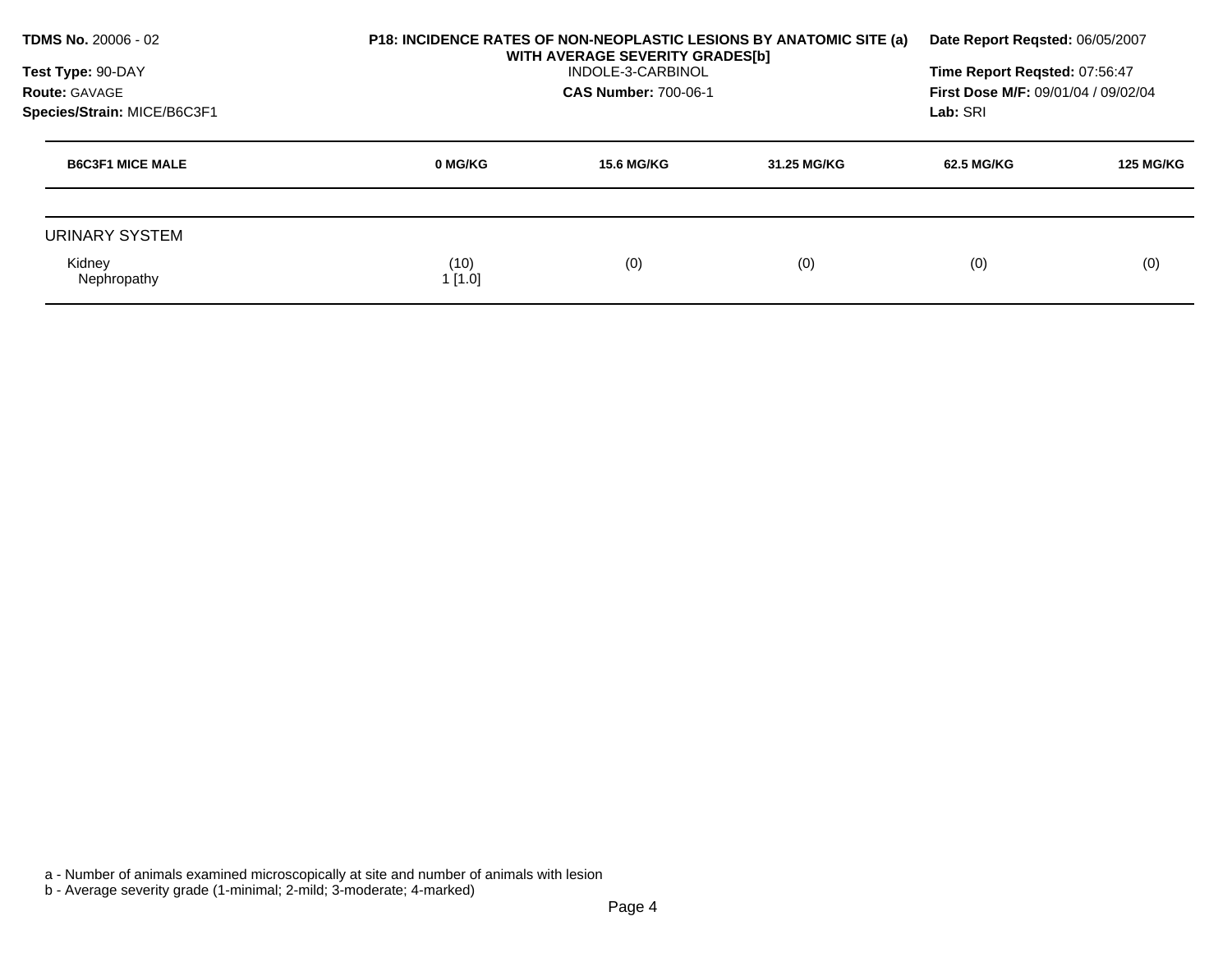**TDMS No.** 20006 - 02
**Test Type:** 90-DAY
**Route:** GAVAGE
**Species/Strain:** MICE/B6C3F1

**P18: INCIDENCE RATES OF NON-NEOPLASTIC LESIONS BY ANATOMIC SITE (a) WITH AVERAGE SEVERITY GRADES[b]**
INDOLE-3-CARBINOL
**CAS Number:** 700-06-1

**Date Report Reqsted:** 06/05/2007
**Time Report Reqsted:** 07:56:47
**First Dose M/F:** 09/01/04 / 09/02/04
**Lab:** SRI

| B6C3F1 MICE MALE | 0 MG/KG | 15.6 MG/KG | 31.25 MG/KG | 62.5 MG/KG | 125 MG/KG |
|---|---|---|---|---|---|
| URINARY SYSTEM | | | | | |
| Kidney | (10) | (0) | (0) | (0) | (0) |
| Nephropathy | 1 [1.0] | | | | |

a - Number of animals examined microscopically at site and number of animals with lesion
b - Average severity grade (1-minimal; 2-mild; 3-moderate; 4-marked)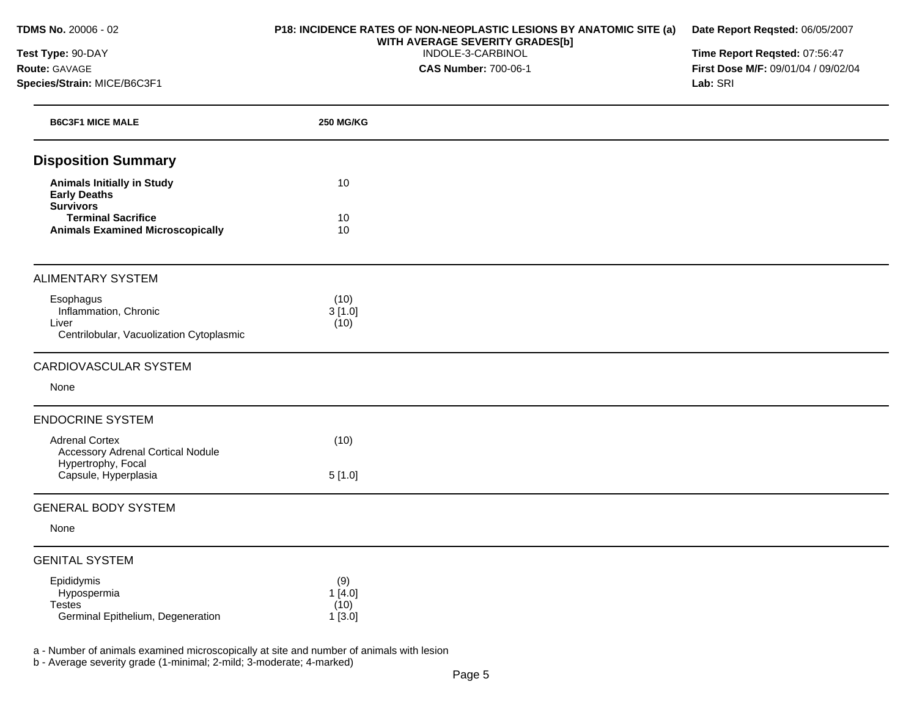**TDMS No.** 20006 - 02
**Test Type:** 90-DAY
**Route:** GAVAGE
**Species/Strain:** MICE/B6C3F1

**P18: INCIDENCE RATES OF NON-NEOPLASTIC LESIONS BY ANATOMIC SITE (a) WITH AVERAGE SEVERITY GRADES[b]**
INDOLE-3-CARBINOL
**CAS Number:** 700-06-1

**Date Report Reqsted:** 06/05/2007
**Time Report Reqsted:** 07:56:47
**First Dose M/F:** 09/01/04 / 09/02/04
**Lab:** SRI

| B6C3F1 MICE MALE | 250 MG/KG |
|---|---|
| **Disposition Summary** | |
| **Animals Initially in Study** | 10 |
| **Early Deaths** | |
| **Survivors** | |
| **Terminal Sacrifice** | 10 |
| **Animals Examined Microscopically** | 10 |
| ALIMENTARY SYSTEM | |
| Esophagus | (10) |
| Inflammation, Chronic | 3 [1.0] |
| Liver | (10) |
| Centrilobular, Vacuolization Cytoplasmic | |
| CARDIOVASCULAR SYSTEM | |
| None | |
| ENDOCRINE SYSTEM | |
| Adrenal Cortex | (10) |
| Accessory Adrenal Cortical Nodule | |
| Hypertrophy, Focal | |
| Capsule, Hyperplasia | 5 [1.0] |
| GENERAL BODY SYSTEM | |
| None | |
| GENITAL SYSTEM | |
| Epididymis | (9) |
| Hypospermia | 1 [4.0] |
| Testes | (10) |
| Germinal Epithelium, Degeneration | 1 [3.0] |

a - Number of animals examined microscopically at site and number of animals with lesion
b - Average severity grade (1-minimal; 2-mild; 3-moderate; 4-marked)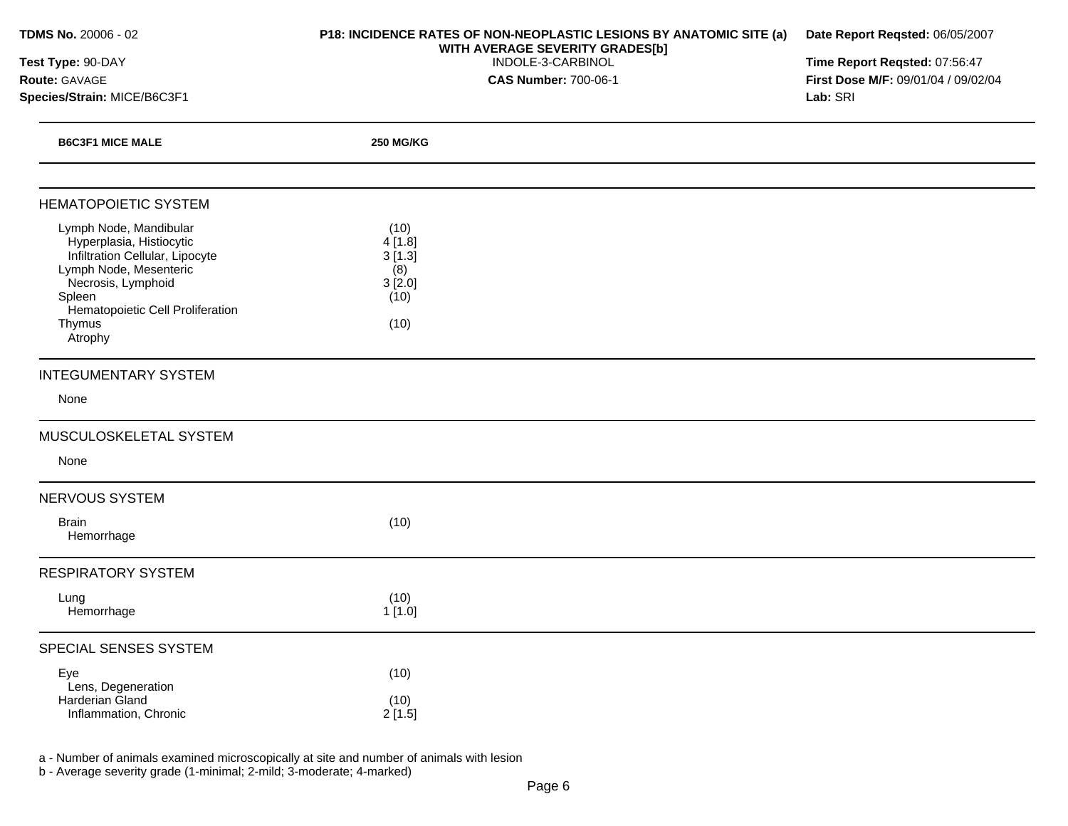**TDMS No.** 20006 - 02
**Test Type:** 90-DAY
**Route:** GAVAGE
**Species/Strain:** MICE/B6C3F1

**P18: INCIDENCE RATES OF NON-NEOPLASTIC LESIONS BY ANATOMIC SITE (a) WITH AVERAGE SEVERITY GRADES[b]**
INDOLE-3-CARBINOL
**CAS Number:** 700-06-1

**Date Report Reqsted:** 06/05/2007
**Time Report Reqsted:** 07:56:47
**First Dose M/F:** 09/01/04 / 09/02/04
**Lab:** SRI

| B6C3F1 MICE MALE | 250 MG/KG |
|---|---|
| **HEMATOPOIETIC SYSTEM** | |
| Lymph Node, Mandibular | (10) |
| Hyperplasia, Histiocytic | 4 [1.8] |
| Infiltration Cellular, Lipocyte | 3 [1.3] |
| Lymph Node, Mesenteric | (8) |
| Necrosis, Lymphoid | 3 [2.0] |
| Spleen | (10) |
| Hematopoietic Cell Proliferation | |
| Thymus | (10) |
| Atrophy | |
| **INTEGUMENTARY SYSTEM** | |
| None | |
| **MUSCULOSKELETAL SYSTEM** | |
| None | |
| **NERVOUS SYSTEM** | |
| Brain | (10) |
| Hemorrhage | |
| **RESPIRATORY SYSTEM** | |
| Lung | (10) |
| Hemorrhage | 1 [1.0] |
| **SPECIAL SENSES SYSTEM** | |
| Eye | (10) |
| Lens, Degeneration | |
| Harderian Gland | (10) |
| Inflammation, Chronic | 2 [1.5] |

a - Number of animals examined microscopically at site and number of animals with lesion
b - Average severity grade (1-minimal; 2-mild; 3-moderate; 4-marked)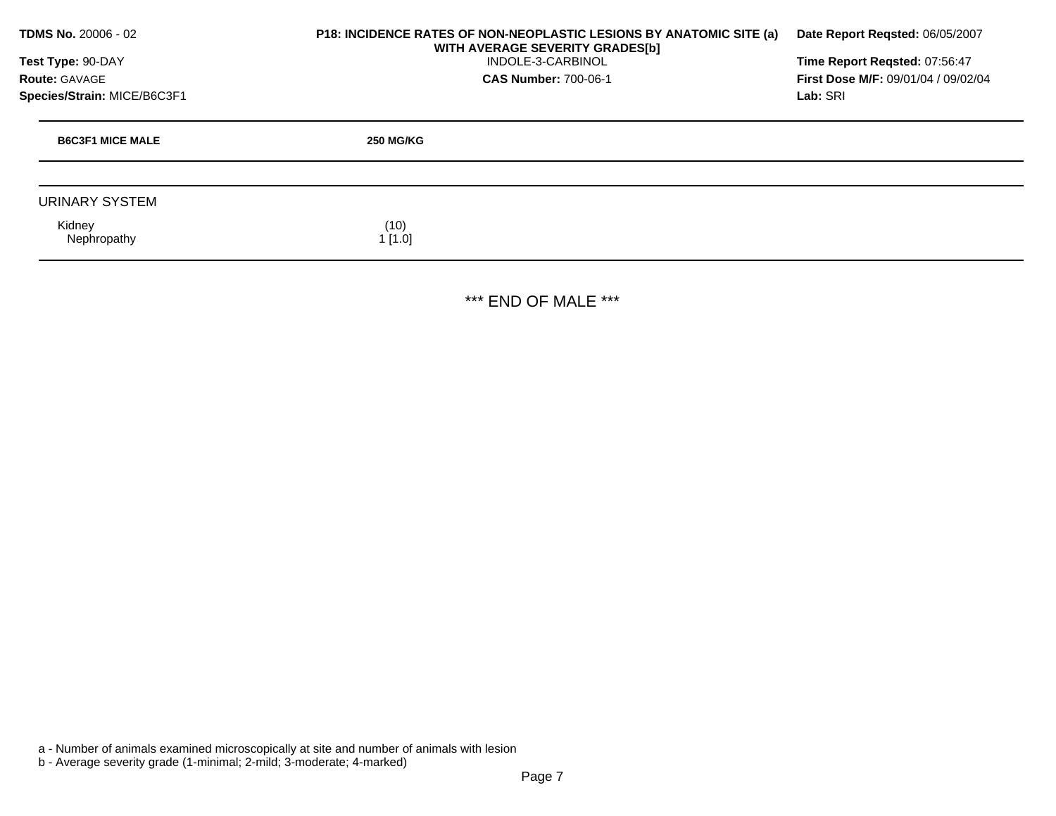**TDMS No.** 20006 - 02
**Test Type:** 90-DAY
**Route:** GAVAGE
**Species/Strain:** MICE/B6C3F1

**P18: INCIDENCE RATES OF NON-NEOPLASTIC LESIONS BY ANATOMIC SITE (a) WITH AVERAGE SEVERITY GRADES[b]**
INDOLE-3-CARBINOL
**CAS Number:** 700-06-1

**Date Report Reqsted:** 06/05/2007
**Time Report Reqsted:** 07:56:47
**First Dose M/F:** 09/01/04 / 09/02/04
**Lab:** SRI

| B6C3F1 MICE MALE | 250 MG/KG |
|---|---|
| URINARY SYSTEM | |
| Kidney | (10) |
| Nephropathy | 1 [1.0] |

*** END OF MALE ***

a - Number of animals examined microscopically at site and number of animals with lesion
b - Average severity grade (1-minimal; 2-mild; 3-moderate; 4-marked)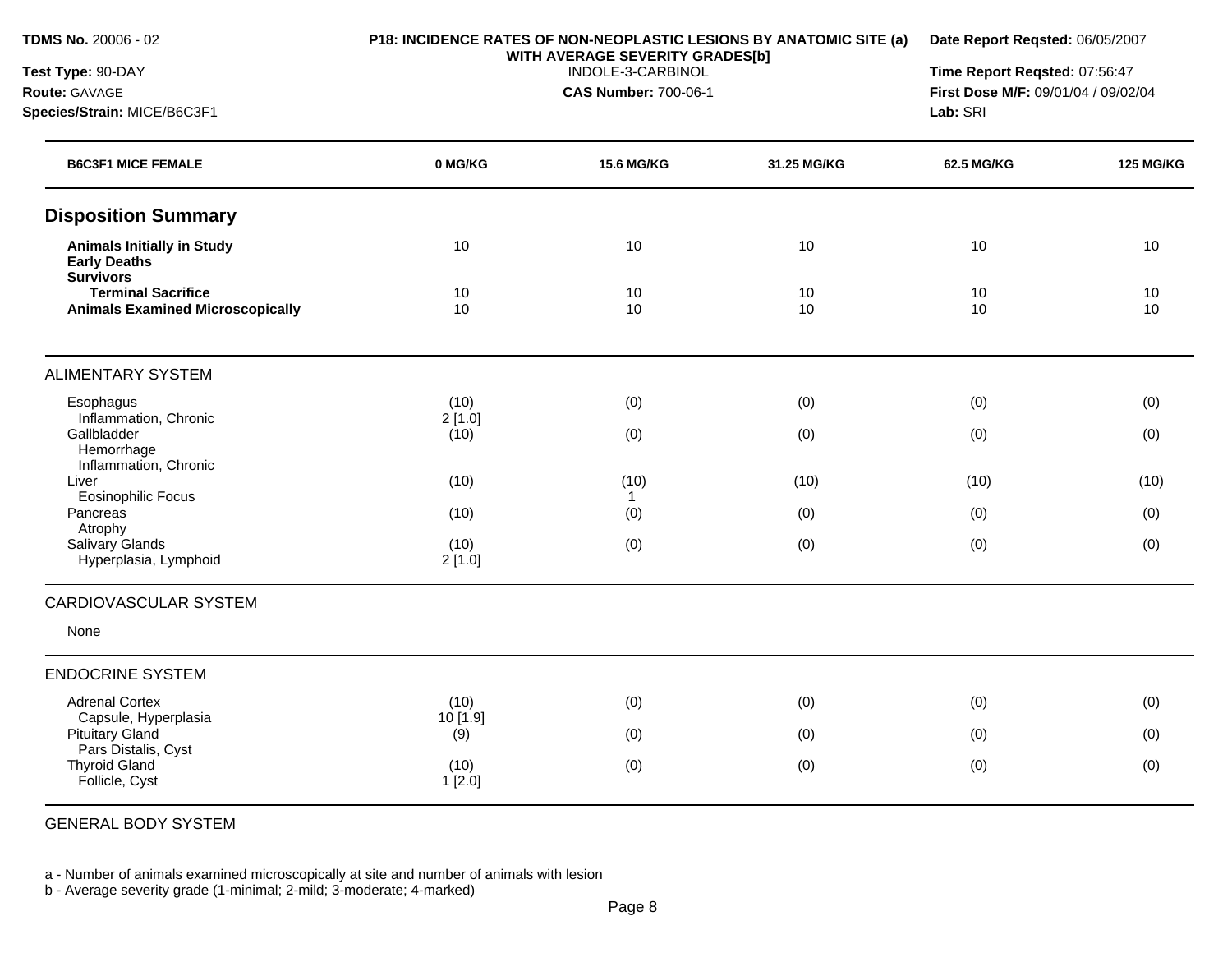**TDMS No.** 20006 - 02
**Test Type:** 90-DAY
**Route:** GAVAGE
**Species/Strain:** MICE/B6C3F1

**P18: INCIDENCE RATES OF NON-NEOPLASTIC LESIONS BY ANATOMIC SITE (a) WITH AVERAGE SEVERITY GRADES[b]**
INDOLE-3-CARBINOL
**CAS Number:** 700-06-1

**Date Report Reqsted:** 06/05/2007
**Time Report Reqsted:** 07:56:47
**First Dose M/F:** 09/01/04 / 09/02/04
**Lab:** SRI

| B6C3F1 MICE FEMALE | 0 MG/KG | 15.6 MG/KG | 31.25 MG/KG | 62.5 MG/KG | 125 MG/KG |
|---|---|---|---|---|---|
| **Disposition Summary** | | | | | |
| **Animals Initially in Study** | 10 | 10 | 10 | 10 | 10 |
| **Early Deaths** | | | | | |
| **Survivors** | | | | | |
| **Terminal Sacrifice** | 10 | 10 | 10 | 10 | 10 |
| **Animals Examined Microscopically** | 10 | 10 | 10 | 10 | 10 |
| ALIMENTARY SYSTEM | | | | | |
| Esophagus | (10) | (0) | (0) | (0) | (0) |
| Inflammation, Chronic | 2 [1.0] | | | | |
| Gallbladder | (10) | (0) | (0) | (0) | (0) |
| Hemorrhage | | | | | |
| Inflammation, Chronic | | | | | |
| Liver | (10) | (10) | (10) | (10) | (10) |
| Eosinophilic Focus | | 1 | | | |
| Pancreas | (10) | (0) | (0) | (0) | (0) |
| Atrophy | | | | | |
| Salivary Glands | (10) | (0) | (0) | (0) | (0) |
| Hyperplasia, Lymphoid | 2 [1.0] | | | | |
| CARDIOVASCULAR SYSTEM | | | | | |
| None | | | | | |
| ENDOCRINE SYSTEM | | | | | |
| Adrenal Cortex | (10) | (0) | (0) | (0) | (0) |
| Capsule, Hyperplasia | 10 [1.9] | | | | |
| Pituitary Gland | (9) | (0) | (0) | (0) | (0) |
| Pars Distalis, Cyst | | | | | |
| Thyroid Gland | (10) | (0) | (0) | (0) | (0) |
| Follicle, Cyst | 1 [2.0] | | | | |
| GENERAL BODY SYSTEM | | | | | |

a - Number of animals examined microscopically at site and number of animals with lesion
b - Average severity grade (1-minimal; 2-mild; 3-moderate; 4-marked)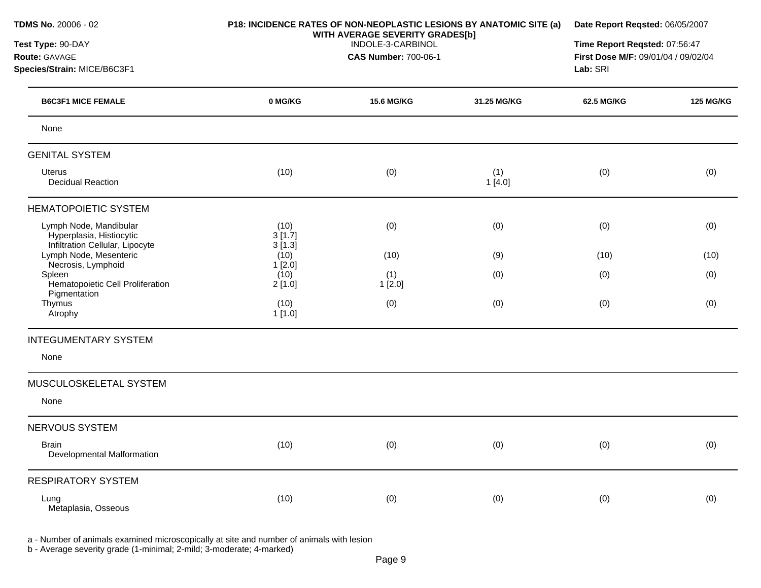**TDMS No.** 20006 - 02
**Test Type:** 90-DAY
**Route:** GAVAGE
**Species/Strain:** MICE/B6C3F1

**P18: INCIDENCE RATES OF NON-NEOPLASTIC LESIONS BY ANATOMIC SITE (a) WITH AVERAGE SEVERITY GRADES[b]**
INDOLE-3-CARBINOL
**CAS Number:** 700-06-1

**Date Report Reqsted:** 06/05/2007
**Time Report Reqsted:** 07:56:47
**First Dose M/F:** 09/01/04 / 09/02/04
**Lab:** SRI

| B6C3F1 MICE FEMALE | 0 MG/KG | 15.6 MG/KG | 31.25 MG/KG | 62.5 MG/KG | 125 MG/KG |
|---|---|---|---|---|---|
| None | | | | | |
| **GENITAL SYSTEM** | | | | | |
| Uterus | (10) | (0) | (1) | (0) | (0) |
| Decidual Reaction | | | 1 [4.0] | | |
| **HEMATOPOIETIC SYSTEM** | | | | | |
| Lymph Node, Mandibular | (10) | (0) | (0) | (0) | (0) |
| Hyperplasia, Histiocytic | 3 [1.7] | | | | |
| Infiltration Cellular, Lipocyte | 3 [1.3] | | | | |
| Lymph Node, Mesenteric | (10) | (10) | (9) | (10) | (10) |
| Necrosis, Lymphoid | 1 [2.0] | | | | |
| Spleen | (10) | (1) | (0) | (0) | (0) |
| Hematopoietic Cell Proliferation | 2 [1.0] | 1 [2.0] | | | |
| Pigmentation | | | | | |
| Thymus | (10) | (0) | (0) | (0) | (0) |
| Atrophy | 1 [1.0] | | | | |
| **INTEGUMENTARY SYSTEM** | | | | | |
| None | | | | | |
| **MUSCULOSKELETAL SYSTEM** | | | | | |
| None | | | | | |
| **NERVOUS SYSTEM** | | | | | |
| Brain | (10) | (0) | (0) | (0) | (0) |
| Developmental Malformation | | | | | |
| **RESPIRATORY SYSTEM** | | | | | |
| Lung | (10) | (0) | (0) | (0) | (0) |
| Metaplasia, Osseous | | | | | |

a - Number of animals examined microscopically at site and number of animals with lesion
b - Average severity grade (1-minimal; 2-mild; 3-moderate; 4-marked)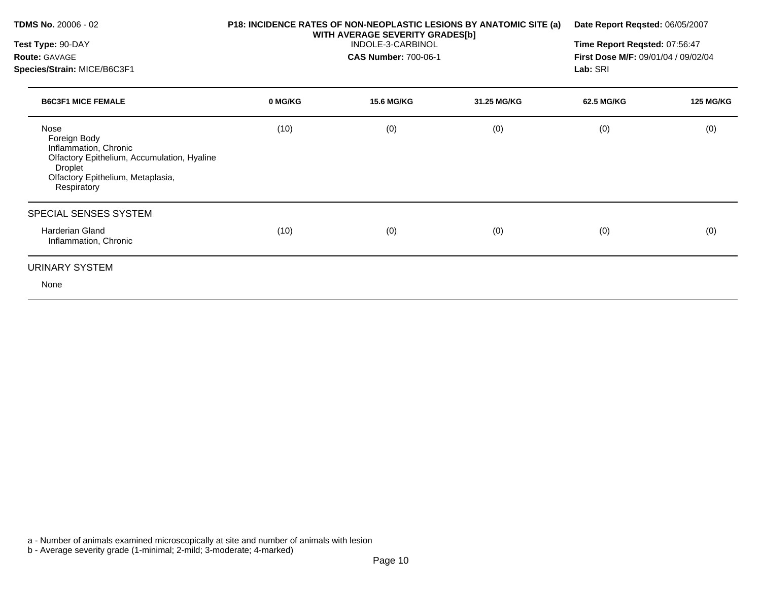**TDMS No.** 20006 - 02
**Test Type:** 90-DAY
**Route:** GAVAGE
**Species/Strain:** MICE/B6C3F1

**P18: INCIDENCE RATES OF NON-NEOPLASTIC LESIONS BY ANATOMIC SITE (a) WITH AVERAGE SEVERITY GRADES[b]**
INDOLE-3-CARBINOL
**CAS Number:** 700-06-1

**Date Report Reqsted:** 06/05/2007
**Time Report Reqsted:** 07:56:47
**First Dose M/F:** 09/01/04 / 09/02/04
**Lab:** SRI

| B6C3F1 MICE FEMALE | 0 MG/KG | 15.6 MG/KG | 31.25 MG/KG | 62.5 MG/KG | 125 MG/KG |
|---|---|---|---|---|---|
| Nose | (10) | (0) | (0) | (0) | (0) |
| Foreign Body | | | | | |
| Inflammation, Chronic | | | | | |
| Olfactory Epithelium, Accumulation, Hyaline Droplet | | | | | |
| Olfactory Epithelium, Metaplasia, Respiratory | | | | | |
| **SPECIAL SENSES SYSTEM** | | | | | |
| Harderian Gland | (10) | (0) | (0) | (0) | (0) |
| Inflammation, Chronic | | | | | |
| **URINARY SYSTEM** | | | | | |
| None | | | | | |

a - Number of animals examined microscopically at site and number of animals with lesion
b - Average severity grade (1-minimal; 2-mild; 3-moderate; 4-marked)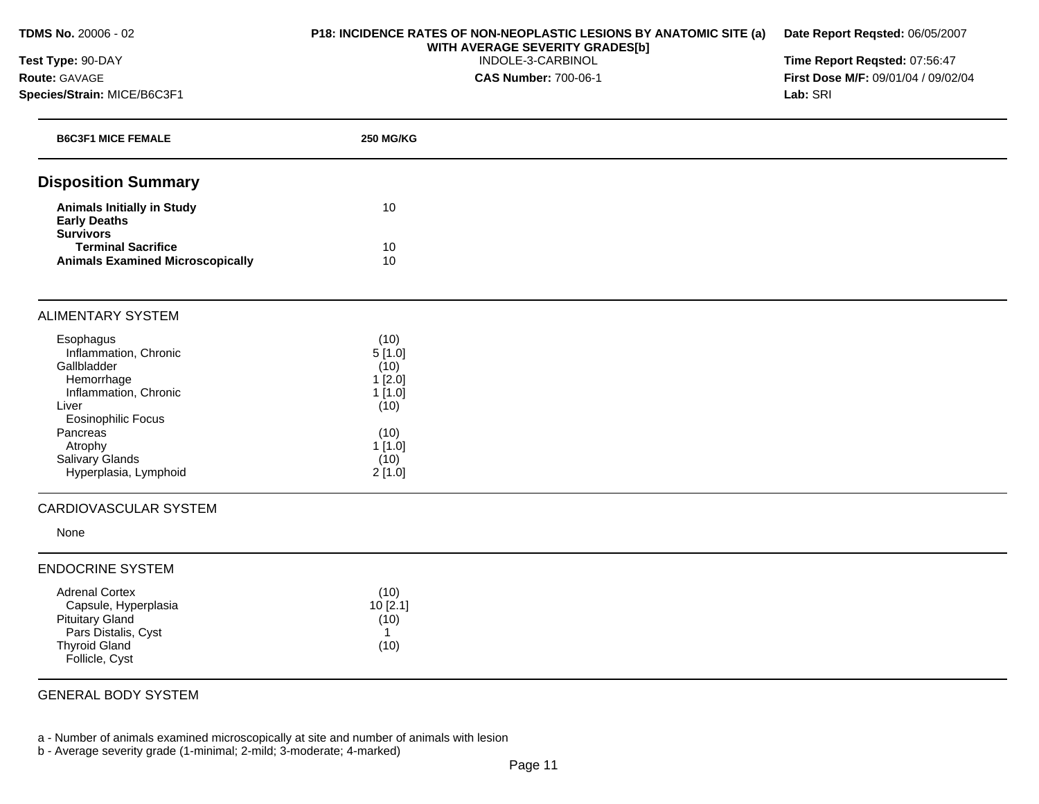**TDMS No.** 20006 - 02
**Test Type:** 90-DAY
**Route:** GAVAGE
**Species/Strain:** MICE/B6C3F1

**P18: INCIDENCE RATES OF NON-NEOPLASTIC LESIONS BY ANATOMIC SITE (a) WITH AVERAGE SEVERITY GRADES[b]**
INDOLE-3-CARBINOL
**CAS Number:** 700-06-1

**Date Report Reqsted:** 06/05/2007
**Time Report Reqsted:** 07:56:47
**First Dose M/F:** 09/01/04 / 09/02/04
**Lab:** SRI

| **B6C3F1 MICE FEMALE** | **250 MG/KG** |
|---|---|
| **Disposition Summary** | |
| **Animals Initially in Study** | 10 |
| **Early Deaths** | |
| **Survivors** | |
| **Terminal Sacrifice** | 10 |
| **Animals Examined Microscopically** | 10 |
| ALIMENTARY SYSTEM | |
| Esophagus | (10) |
| Inflammation, Chronic | 5 [1.0] |
| Gallbladder | (10) |
| Hemorrhage | 1 [2.0] |
| Inflammation, Chronic | 1 [1.0] |
| Liver | (10) |
| Eosinophilic Focus | |
| Pancreas | (10) |
| Atrophy | 1 [1.0] |
| Salivary Glands | (10) |
| Hyperplasia, Lymphoid | 2 [1.0] |
| CARDIOVASCULAR SYSTEM | |
| None | |
| ENDOCRINE SYSTEM | |
| Adrenal Cortex | (10) |
| Capsule, Hyperplasia | 10 [2.1] |
| Pituitary Gland | (10) |
| Pars Distalis, Cyst | 1 |
| Thyroid Gland | (10) |
| Follicle, Cyst | |
| GENERAL BODY SYSTEM | |

a - Number of animals examined microscopically at site and number of animals with lesion
b - Average severity grade (1-minimal; 2-mild; 3-moderate; 4-marked)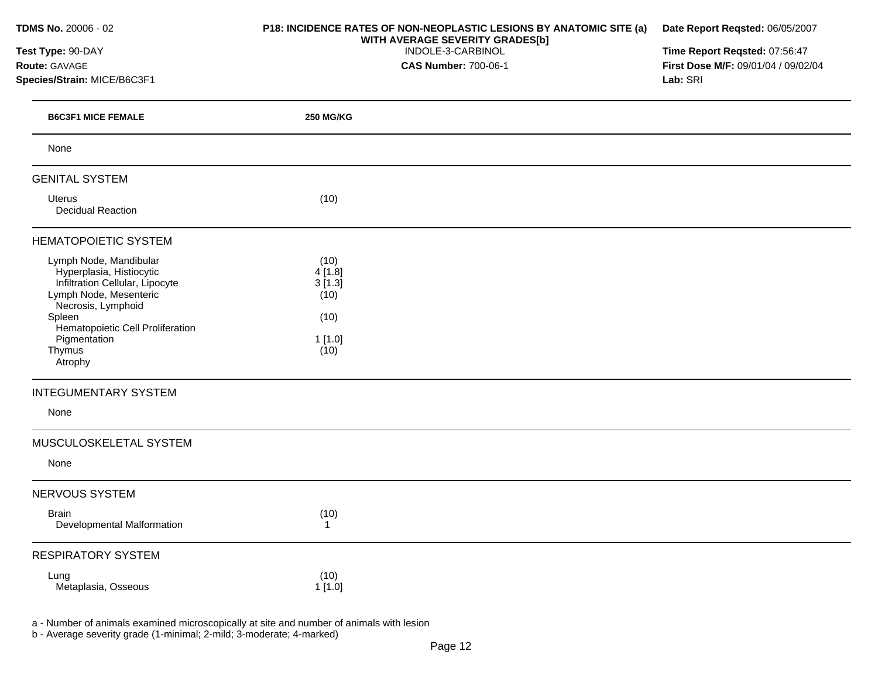**TDMS No.** 20006 - 02
**Test Type:** 90-DAY
**Route:** GAVAGE
**Species/Strain:** MICE/B6C3F1

**P18: INCIDENCE RATES OF NON-NEOPLASTIC LESIONS BY ANATOMIC SITE (a) WITH AVERAGE SEVERITY GRADES[b]**
INDOLE-3-CARBINOL
**CAS Number:** 700-06-1

**Date Report Reqsted:** 06/05/2007
**Time Report Reqsted:** 07:56:47
**First Dose M/F:** 09/01/04 / 09/02/04
**Lab:** SRI

| B6C3F1 MICE FEMALE | 250 MG/KG |
|---|---|
| None | |
| **GENITAL SYSTEM** | |
| Uterus | (10) |
| Decidual Reaction | |
| **HEMATOPOIETIC SYSTEM** | |
| Lymph Node, Mandibular | (10) |
| Hyperplasia, Histiocytic | 4 [1.8] |
| Infiltration Cellular, Lipocyte | 3 [1.3] |
| Lymph Node, Mesenteric | (10) |
| Necrosis, Lymphoid | |
| Spleen | (10) |
| Hematopoietic Cell Proliferation | |
| Pigmentation | 1 [1.0] |
| Thymus | (10) |
| Atrophy | |
| **INTEGUMENTARY SYSTEM** | |
| None | |
| **MUSCULOSKELETAL SYSTEM** | |
| None | |
| **NERVOUS SYSTEM** | |
| Brain | (10) |
| Developmental Malformation | 1 |
| **RESPIRATORY SYSTEM** | |
| Lung | (10) |
| Metaplasia, Osseous | 1 [1.0] |

a - Number of animals examined microscopically at site and number of animals with lesion
b - Average severity grade (1-minimal; 2-mild; 3-moderate; 4-marked)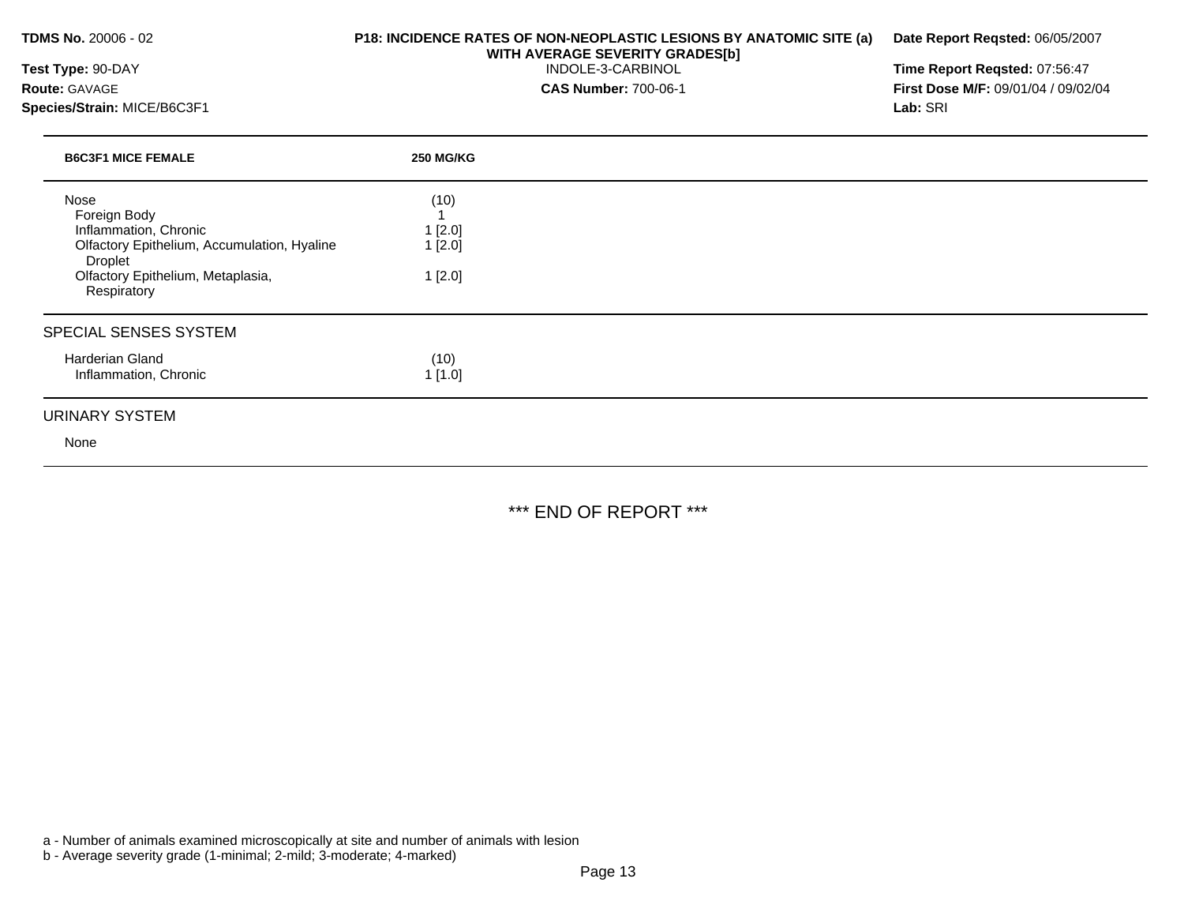**TDMS No.** 20006 - 02
**Test Type:** 90-DAY
**Route:** GAVAGE
**Species/Strain:** MICE/B6C3F1

**P18: INCIDENCE RATES OF NON-NEOPLASTIC LESIONS BY ANATOMIC SITE (a) WITH AVERAGE SEVERITY GRADES[b]**
INDOLE-3-CARBINOL
**CAS Number:** 700-06-1

**Date Report Reqsted:** 06/05/2007
**Time Report Reqsted:** 07:56:47
**First Dose M/F:** 09/01/04 / 09/02/04
**Lab:** SRI

| B6C3F1 MICE FEMALE | 250 MG/KG |
|---|---|
| Nose | (10) |
| Foreign Body | 1 |
| Inflammation, Chronic | 1 [2.0] |
| Olfactory Epithelium, Accumulation, Hyaline Droplet | 1 [2.0] |
| Olfactory Epithelium, Metaplasia, Respiratory | 1 [2.0] |
| **SPECIAL SENSES SYSTEM** | |
| Harderian Gland | (10) |
| Inflammation, Chronic | 1 [1.0] |
| **URINARY SYSTEM** | |
| None | |

\*\*\* END OF REPORT \*\*\*

a - Number of animals examined microscopically at site and number of animals with lesion
b - Average severity grade (1-minimal; 2-mild; 3-moderate; 4-marked)